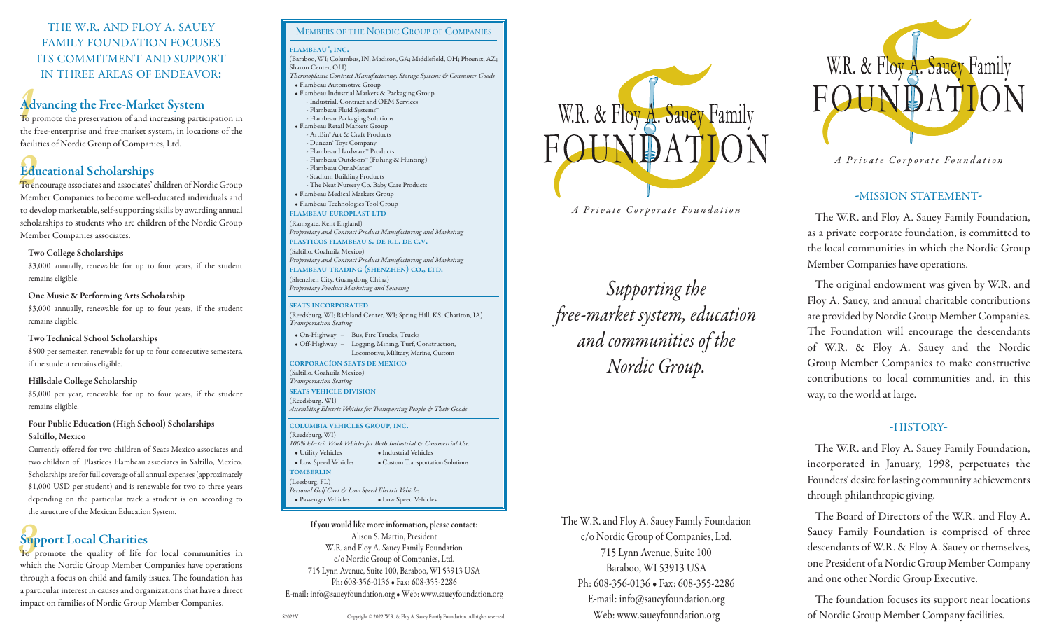# THE W.R. AND FLOY A. SAUEY FAMILY FOUNDATION FOCUSES ITS COMMITMENT AND SUPPORT IN THREE AREAS OF ENDEAVOR:

## 1 Advancing the Free-Market System

To promote the preservation of and increasing participation in the free-enterprise and free-market system, in locations of the facilities of Nordic Group of Companies, Ltd.

## 2 Educational Scholarships

To encourage associates and associates' children of Nordic Group Member Companies to become well-educated individuals and to develop marketable, self-supporting skills by awarding annual scholarships to students who are children of the Nordic Group Member Companies associates.

**Two College Scholarships**

$3,000 annually, renewable for up to four years, if the student remains eligible.

**One Music & Performing Arts Scholarship**

$3,000 annually, renewable for up to four years, if the student remains eligible.

**Two Technical School Scholarships**

$500 per semester, renewable for up to four consecutive semesters, if the student remains eligible.

**Hillsdale College Scholarship**

$5,000 per year, renewable for up to four years, if the student remains eligible.

**Four Public Education (High School) Scholarships Saltillo, Mexico**

Currently offered for two children of Seats Mexico associates and two children of Plasticos Flambeau associates in Saltillo, Mexico. Scholarships are for full coverage of all annual expenses (approximately $1,000 USD per student) and is renewable for two to three years depending on the particular track a student is on according to the structure of the Mexican Education System.

## 3 Support Local Charities

To promote the quality of life for local communities in which the Nordic Group Member Companies have operations through a focus on child and family issues. The foundation has a particular interest in causes and organizations that have a direct impact on families of Nordic Group Member Companies.

## MEMBERS OF THE NORDIC GROUP OF COMPANIES

**FLAMBEAU®, INC.**
(Baraboo, WI; Columbus, IN; Madison, GA; Middlefield, OH; Phoenix, AZ; Sharon Center, OH)
*Thermoplastic Contract Manufacturing, Storage Systems & Consumer Goods*

- Flambeau Automotive Group
- Flambeau Industrial Markets & Packaging Group
  - Industrial, Contract and OEM Services
  - Flambeau Fluid Systems™
  - Flambeau Packaging Solutions
- Flambeau Retail Markets Group
  - ArtBin® Art & Craft Products
  - Duncan® Toys Company
  - Flambeau Hardware™ Products
  - Flambeau Outdoors™ (Fishing & Hunting)
  - Flambeau OrnaMates™
  - Stadium Building Products
  - The Neat Nursery Co. Baby Care Products
- Flambeau Medical Markets Group
- Flambeau Technologies Tool Group

**FLAMBEAU EUROPLAST LTD**
(Ramsgate, Kent England)
*Proprietary and Contract Product Manufacturing and Marketing*

**PLASTICOS FLAMBEAU S. DE R.L. DE C.V.**
(Saltillo, Coahuila Mexico)
*Proprietary and Contract Product Manufacturing and Marketing*

**FLAMBEAU TRADING (SHENZHEN) CO., LTD.**
(Shenzhen City, Guangdong China)
*Proprietary Product Marketing and Sourcing*

**SEATS INCORPORATED**
(Reedsburg, WI; Richland Center, WI; Spring Hill, KS; Chariton, IA)
*Transportation Seating*

- On-Highway – Bus, Fire Trucks, Trucks
- Off-Highway – Logging, Mining, Turf, Construction, Locomotive, Military, Marine, Custom

**CORPORACÍON SEATS DE MEXICO**
(Saltillo, Coahuila Mexico)
*Transportation Seating*

**SEATS VEHICLE DIVISION**
(Reedsburg, WI)
*Assembling Electric Vehicles for Transporting People & Their Goods*

**COLUMBIA VEHICLES GROUP, INC.**
(Reedsburg, WI)
*100% Electric Work Vehicles for Both Industrial & Commercial Use.*

- Utility Vehicles
- Industrial Vehicles
- Low Speed Vehicles
- Custom Transportation Solutions

**TOMBERLIN**
(Leesburg, FL)
*Personal Golf Cart & Low Speed Electric Vehicles*

- Passenger Vehicles
- Low Speed Vehicles

**If you would like more information, please contact:**
Alison S. Martin, President
W.R. and Floy A. Sauey Family Foundation
c/o Nordic Group of Companies, Ltd.
715 Lynn Avenue, Suite 100, Baraboo, WI 53913 USA
Ph: 608-356-0136 • Fax: 608-355-2286
E-mail: info@saueyfoundation.org • Web: www.saueyfoundation.org

S2022V Copyright © 2022 W.R. & Floy A. Sauey Family Foundation. All rights reserved.

# W.R. & Floy A. Sauey Family FOUNDATION

*A Private Corporate Foundation*

*Supporting the free-market system, education and communities of the Nordic Group.*

The W.R. and Floy A. Sauey Family Foundation
c/o Nordic Group of Companies, Ltd.
715 Lynn Avenue, Suite 100
Baraboo, WI 53913 USA
Ph: 608-356-0136 • Fax: 608-355-2286
E-mail: info@saueyfoundation.org
Web: www.saueyfoundation.org

# W.R. & Floy A. Sauey Family FOUNDATION

*A Private Corporate Foundation*

## -MISSION STATEMENT-

The W.R. and Floy A. Sauey Family Foundation, as a private corporate foundation, is committed to the local communities in which the Nordic Group Member Companies have operations.

The original endowment was given by W.R. and Floy A. Sauey, and annual charitable contributions are provided by Nordic Group Member Companies. The Foundation will encourage the descendants of W.R. & Floy A. Sauey and the Nordic Group Member Companies to make constructive contributions to local communities and, in this way, to the world at large.

## -HISTORY-

The W.R. and Floy A. Sauey Family Foundation, incorporated in January, 1998, perpetuates the Founders' desire for lasting community achievements through philanthropic giving.

The Board of Directors of the W.R. and Floy A. Sauey Family Foundation is comprised of three descendants of W.R. & Floy A. Sauey or themselves, one President of a Nordic Group Member Company and one other Nordic Group Executive.

The foundation focuses its support near locations of Nordic Group Member Company facilities.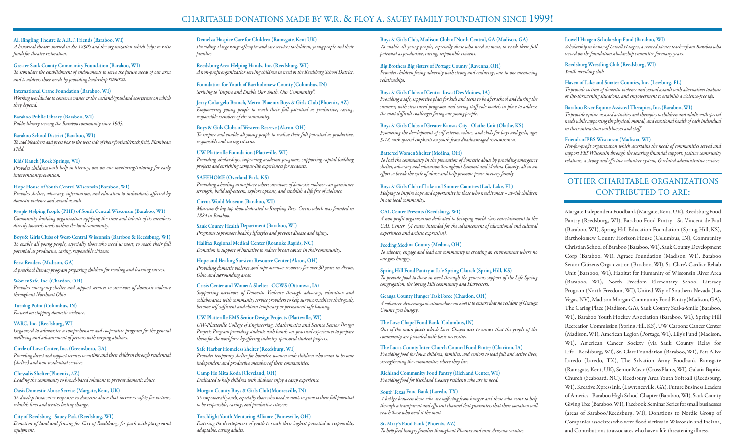# CHARITABLE DONATIONS MADE BY W.R. & FLOY A. SAUEY FAMILY FOUNDATION SINCE 1999!

**Al. Ringling Theatre & A.R.T. Friends (Baraboo, WI)**
*A historical theatre started in the 1850's and the organization which helps to raise funds for theatre restoration.*

**Greater Sauk County Community Foundation (Baraboo, WI)**
*To stimulate the establishment of endowments to serve the future needs of our area and to address those needs by providing leadership resources.*

**International Crane Foundation (Baraboo, WI)**
*Working worldwide to conserve cranes & the wetland/grassland ecosystems on which they depend.*

**Baraboo Public Library (Baraboo, WI)**
*Public library serving the Baraboo community since 1903.*

**Baraboo School District (Baraboo, WI)**
*To add bleachers and press box to the west side of their football/track field, Flambeau Field.*

**Kids' Ranch (Rock Springs, WI)**
*Provides children with help in literacy, one-on-one mentoring/tutoring for early intervention/prevention.*

**Hope House of South Central Wisconsin (Baraboo, WI)**
*Provides shelter, advocacy, information, and education to individuals affected by domestic violence and sexual assault.*

**People Helping People (PHP) of South Central Wisconsin (Baraboo, WI)**
*Community-building organization applying the time and talents of its members directly towards needs within the local community.*

**Boys & Girls Clubs of West-Central Wisconsin (Baraboo & Reedsburg, WI)**
*To enable all young people, especially those who need us most, to reach their full potential as productive, caring, responsible citizens.*

**Ferst Readers (Madison, GA)**
*A preschool literacy program preparing children for reading and learning success.*

**WomenSafe, Inc. (Chardon, OH)**
*Provides emergency shelter and support services to survivors of domestic violence throughout Northeast Ohio.*

**Turning Point (Columbus, IN)**
*Focused on stopping domestic violence.*

**VARC, Inc. (Reedsburg, WI)**
*Organized to administer a comprehensive and cooperative program for the general wellbeing and advancement of persons with varying abilities.*

**Circle of Love Center, Inc. (Greensboro, GA)**
*Providing direct and support services to victims and their children through residential (shelter) and non-residential services.*

**Chrysalis Shelter (Phoenix, AZ)**
*Leading the community to broad-based solutions to prevent domestic abuse.*

**Oasis Domestic Abuse Service (Margate, Kent, UK)**
*To develop innovative responses to domestic abuse that increases safety for victims, rebuilds lives and creates lasting change.*

**City of Reedsburg - Sauey Park (Reedsburg, WI)**
*Donation of land and fencing for City of Reedsburg, for park with playground equipment.*

**Demelza Hospice Care for Children (Ramsgate, Kent UK)**
*Providing a large range of hospice and care services to children, young people and their families.*

**Reedsburg Area Helping Hands, Inc. (Reedsburg, WI)**
*A non-profit organization serving children in need in the Reedsburg School District.*

**Foundation for Youth of Bartholomew County (Columbus, IN)**
*Striving to "Inspire and Enable Our Youth, Our Community".*

**Jerry Colangelo Branch, Metro-Phoenix Boys & Girls Club (Phoenix, AZ)**
*Empowering young people to reach their full potential as productive, caring, responsible members of the community.*

**Boys & Girls Clubs of Western Reserve (Akron, OH)**
*To inspire and enable all young people to realize their full potential as productive, responsible and caring citizens.*

**UW Platteville Foundation (Platteville, WI)**
*Providing scholarships, improving academic programs, supporting capital building projects and enriching campus-life experiences for students.*

**SAFEHOME (Overland Park, KS)**
*Providing a healing atmosphere where survivors of domestic violence can gain inner strength, build self-esteem, explore options, and establish a life free of violence.*

**Circus World Museum (Baraboo, WI)**
*Museum & big top show dedicated to Ringling Bros. Circus which was founded in 1884 in Baraboo.*

**Sauk County Health Department (Baraboo, WI)**
*Programs to promote healthy lifestyles and prevent disease and injury.*

**Halifax Regional Medical Center (Roanoke Rapids, NC)**
*Donation in support of initiative to reduce breast cancer in their community.*

**Hope and Healing Survivor Resource Center (Akron, OH)**
*Providing domestic violence and rape survivor resources for over 30 years in Akron, Ohio and surrounding areas.*

**Crisis Center and Women's Shelter - CCWS (Ottumwa, IA)**
*Supporting survivors of Domestic Violence through advocacy, education and collaboration with community service providers to help survivors achieve their goals, become self-sufficient and obtain temporary or permanent safe housing.*

**UW Platteville EMS Senior Design Projects (Platteville, WI)**
*UW-Platteville College of Engineering, Mathematics and Science Senior Design Projects Program providing students with hands-on, practical experiences to prepare them for the workforce by offering industry-sponsored student projects.*

**Safe Harbor Homeless Shelter (Reedsburg, WI)**
*Provides temporary shelter for homeless women with children who want to become independent and productive members of their communities.*

**Camp Ho Mita Koda (Cleveland, OH)**
*Dedicated to help children with diabetes enjoy a camp experience.*

**Morgan County Boys & Girls Club (Mooresville, IN)**
*To empower all youth, especially those who need us most, to grow to their full potential to be responsible, caring, and productive citizens.*

**Torchlight Youth Mentoring Alliance (Painesville, OH)**
*Fostering the development of youth to reach their highest potential as responsible, adaptable, caring adults.*

**Boys & Girls Club, Madison Club of North Central, GA (Madison, GA)**
*To enable all young people, especially those who need us most, to reach their full potential as productive, caring, responsible citizens.*

**Big Brothers Big Sisters of Portage County (Ravenna, OH)**
*Provides children facing adversity with strong and enduring, one-to-one mentoring relationships.*

**Boys & Girls Clubs of Central Iowa (Des Moines, IA)**
*Providing a safe, supportive place for kids and teens to be after school and during the summer, with structured programs and caring staff role models in place to address the most difficult challenges facing our young people.*

**Boys & Girls Clubs of Greater Kansas City - Olathe Unit (Olathe, KS)**
*Promoting the development of self-esteem, values, and skills for boys and girls, ages 5-18, with special emphasis on youth from disadvantaged circumstances.*

**Battered Women Shelter (Medina, OH)**
*To lead the community in the prevention of domestic abuse by providing emergency shelter, advocacy and education throughout Summit and Medina County, all in an effort to break the cycle of abuse and help promote peace in every family.*

**Boys & Girls Club of Lake and Sumter Counties (Lady Lake, FL)**
*Helping to inspire hope and opportunity in those who need it most – at-risk children in our local community.*

**CAL Center Presents (Reedsburg, WI)**
*A non-profit organization dedicated to bringing world-class entertainment to the CAL Center (A center intended for the advancement of educational and cultural experiences and artistic expression).*

**Feeding Medina County (Medina, OH)**
*To educate, engage and lead our community in creating an environment where no one goes hungry.*

**Spring Hill Food Pantry at Life Spring Church (Spring Hill, KS)**
*To provide food to those in need through the generous support of the Life Spring congregation, the Spring Hill community and Harvesters.*

**Geauga County Hunger Task Force (Chardon, OH)**
*A volunteer-driven organization whose mission is to ensure that no resident of Geauga County goes hungry.*

**The Love Chapel Food Bank (Columbus, IN)**
*One of the main facets which Love Chapel uses to ensure that the people of the community are provided with basic necessities.*

**The Lucas County Inter-Church Council Food Pantry (Chariton, IA)**
*Providing food for Iowa children, families, and seniors to lead full and active lives, strengthening the communities where they live.*

**Richland Community Food Pantry (Richland Center, WI)**
*Providing food for Richland County residents who are in need.*

**South Texas Food Bank (Laredo, TX)**
*A bridge between those who are suffering from hunger and those who want to help through a transparent and efficient channel that guarantees that their donation will reach those who need it the most.*

**St. Mary's Food Bank (Phoenix, AZ)**
*To help feed hungry families throughout Phoenix and nine Arizona counties.*

**Lowell Haugen Scholarship Fund (Baraboo, WI)**
*Scholarship in honor of Lowell Haugen, a retired science teacher from Baraboo who served on the foundation scholarship committee for many years.*

**Reedsburg Wrestling Club (Reedsburg, WI)**
*Youth wrestling club.*

**Haven of Lake and Sumter Counties, Inc. (Leesburg, FL)**
*To provide victims of domestic violence and sexual assault with alternatives to abuse or life-threatening situations, and empowerment to establish a violence-free life.*

**Baraboo River Equine-Assisted Therapies, Inc. (Baraboo, WI)**
*To provide equine-assisted activities and therapies to children and adults with special needs while supporting the physical, mental, and emotional health of each individual in their interaction with horses and staff.*

**Friends of PBS Wisconsin (Madison, WI)**
*Not-for-profit organization which ascertains the needs of communities served and support PBS Wisconsin through the securing financial support, positive community relations, a strong and effective volunteer system, & related administrative services.*

## OTHER CHARITABLE ORGANIZATIONS CONTRIBUTED TO ARE:

Margate Independent Foodbank (Margate, Kent, UK), Reedsburg Food Pantry (Reedsburg, WI), Baraboo Food Pantry - St. Vincent de Paul (Baraboo, WI), Spring Hill Education Foundation (Spring Hill, KS), Bartholomew County Horizon House (Columbus, IN), Community Christian School of Baraboo (Baraboo, WI), Sauk County Development Corp (Baraboo, WI), Agrace Foundation (Madison, WI), Baraboo Senior Citizens Organization (Baraboo, WI), St. Clare's Cardiac Rehab Unit (Baraboo, WI), Habitat for Humanity of Wisconsin River Area (Baraboo, WI), North Freedom Elementary School Literacy Program (North Freedom, WI), United Way of Southern Nevada (Las Vegas, NV), Madison-Morgan Community Food Pantry (Madison, GA), The Caring Place (Madison, GA), Sauk County Seal-a-Smile (Baraboo, WI), Baraboo Youth Hockey Association (Baraboo, WI), Spring Hill Recreation Commission (Spring Hill, KS), UW Carbone Cancer Center (Madison, WI), American Legion (Portage, WI), Lily's Fund (Madison, WI), American Cancer Society (via Sauk County Relay for Life - Reedsburg, WI), St. Clare Foundation (Baraboo, WI), Pets Alive Laredo (Laredo, TX), The Salvation Army Foodbank Ramsgate (Ramsgate, Kent, UK), Senior Music (Cross Plains, WI), Galatia Baptist Church (Seaboard, NC), Reedsburg Area Youth Softball (Reedsburg, WI), Kreative Xpress Ink. (Lawrenceville, GA), Future Business Leaders of America - Baraboo High School Chapter (Baraboo, WI), Sauk County Giving Tree (Baraboo, WI), Facebook Seminar Series for small businesses (areas of Baraboo/Reedsburg, WI), Donations to Nordic Group of Companies associates who were flood victims in Wisconsin and Indiana, and Contributions to associates who have a life threatening illness.